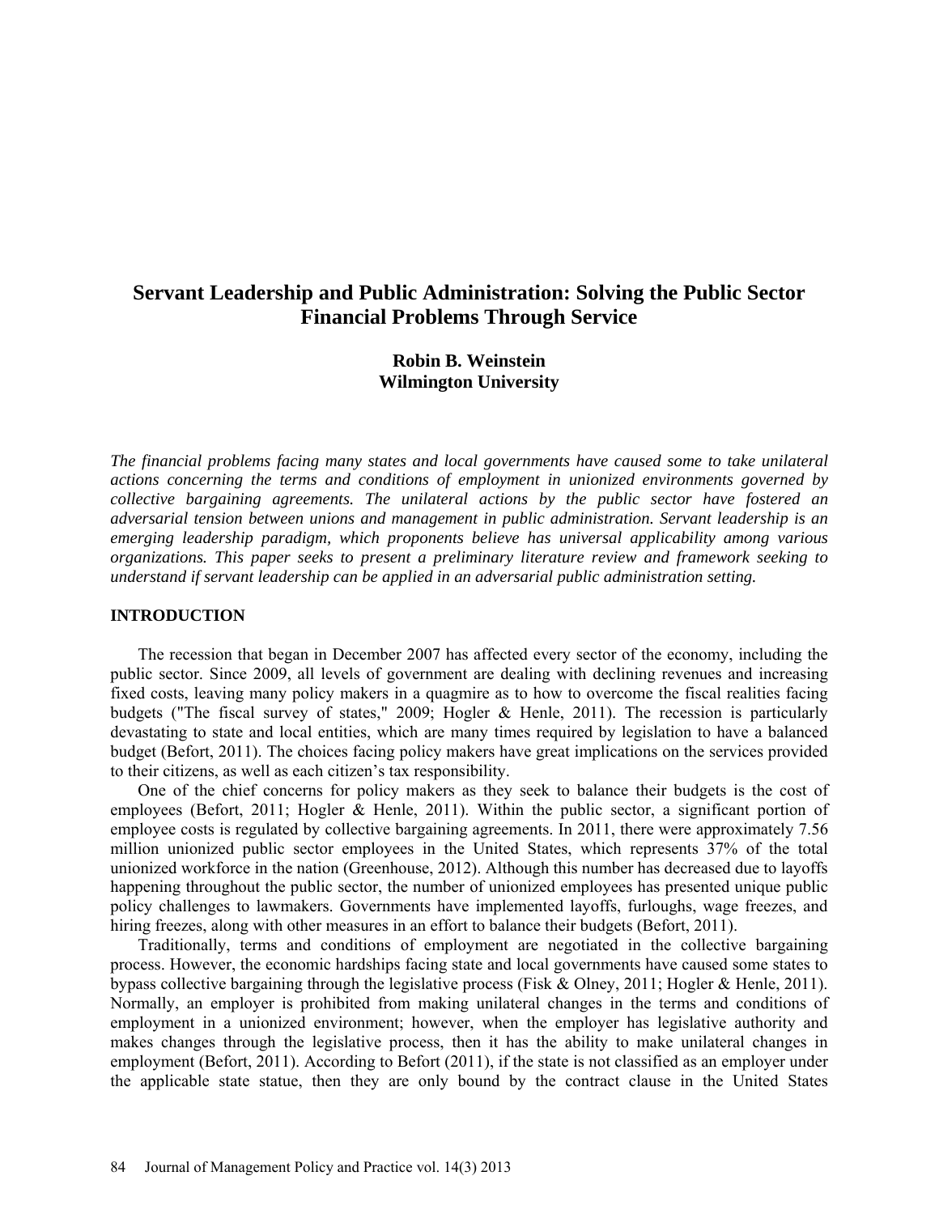# Servant Leadership and Public Administration: Solving the Public Sector Financial Problems Through Service

**Robin B. Weinstein**
**Wilmington University**

*The financial problems facing many states and local governments have caused some to take unilateral actions concerning the terms and conditions of employment in unionized environments governed by collective bargaining agreements. The unilateral actions by the public sector have fostered an adversarial tension between unions and management in public administration. Servant leadership is an emerging leadership paradigm, which proponents believe has universal applicability among various organizations. This paper seeks to present a preliminary literature review and framework seeking to understand if servant leadership can be applied in an adversarial public administration setting.*

## INTRODUCTION

The recession that began in December 2007 has affected every sector of the economy, including the public sector. Since 2009, all levels of government are dealing with declining revenues and increasing fixed costs, leaving many policy makers in a quagmire as to how to overcome the fiscal realities facing budgets ("The fiscal survey of states," 2009; Hogler & Henle, 2011). The recession is particularly devastating to state and local entities, which are many times required by legislation to have a balanced budget (Befort, 2011). The choices facing policy makers have great implications on the services provided to their citizens, as well as each citizen's tax responsibility.

One of the chief concerns for policy makers as they seek to balance their budgets is the cost of employees (Befort, 2011; Hogler & Henle, 2011). Within the public sector, a significant portion of employee costs is regulated by collective bargaining agreements. In 2011, there were approximately 7.56 million unionized public sector employees in the United States, which represents 37% of the total unionized workforce in the nation (Greenhouse, 2012). Although this number has decreased due to layoffs happening throughout the public sector, the number of unionized employees has presented unique public policy challenges to lawmakers. Governments have implemented layoffs, furloughs, wage freezes, and hiring freezes, along with other measures in an effort to balance their budgets (Befort, 2011).

Traditionally, terms and conditions of employment are negotiated in the collective bargaining process. However, the economic hardships facing state and local governments have caused some states to bypass collective bargaining through the legislative process (Fisk & Olney, 2011; Hogler & Henle, 2011). Normally, an employer is prohibited from making unilateral changes in the terms and conditions of employment in a unionized environment; however, when the employer has legislative authority and makes changes through the legislative process, then it has the ability to make unilateral changes in employment (Befort, 2011). According to Befort (2011), if the state is not classified as an employer under the applicable state statue, then they are only bound by the contract clause in the United States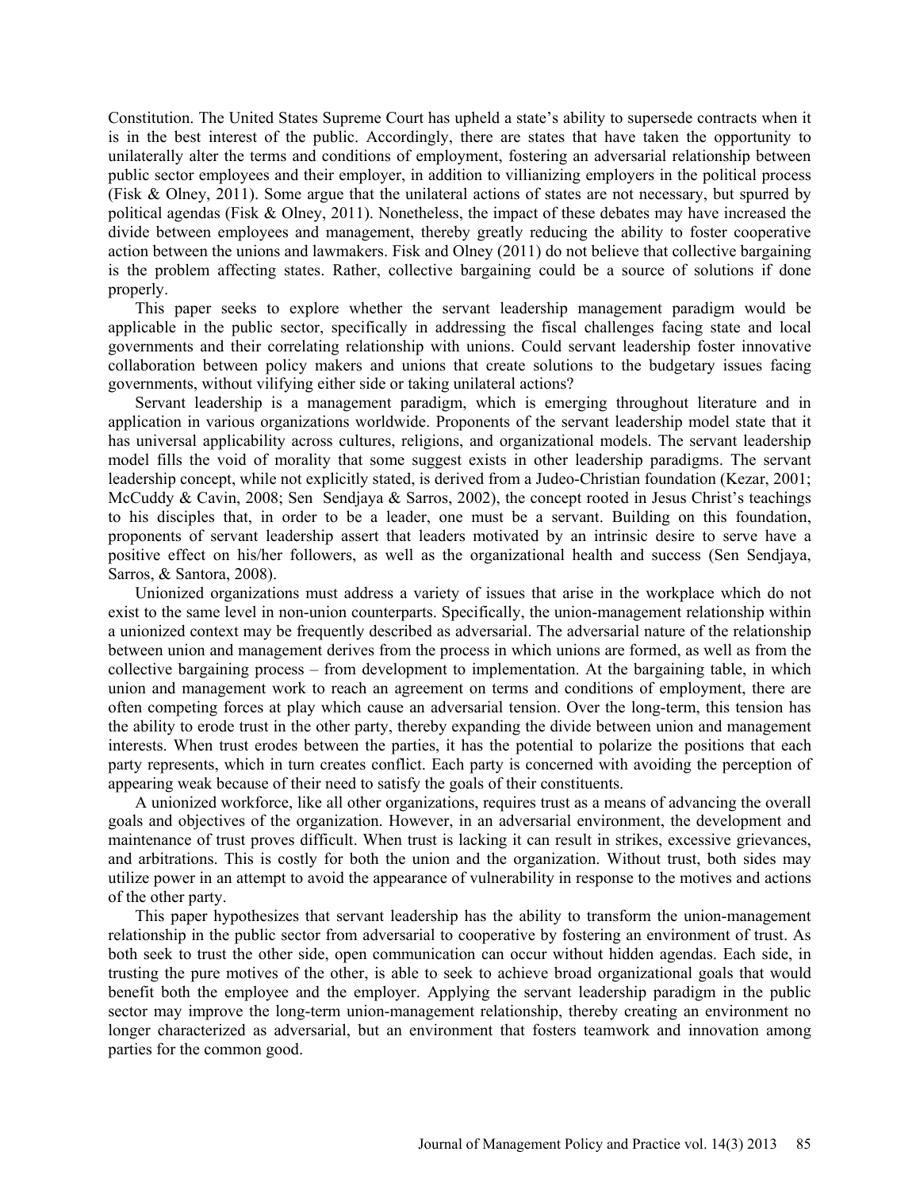Constitution. The United States Supreme Court has upheld a state's ability to supersede contracts when it is in the best interest of the public. Accordingly, there are states that have taken the opportunity to unilaterally alter the terms and conditions of employment, fostering an adversarial relationship between public sector employees and their employer, in addition to villianizing employers in the political process (Fisk & Olney, 2011). Some argue that the unilateral actions of states are not necessary, but spurred by political agendas (Fisk & Olney, 2011). Nonetheless, the impact of these debates may have increased the divide between employees and management, thereby greatly reducing the ability to foster cooperative action between the unions and lawmakers. Fisk and Olney (2011) do not believe that collective bargaining is the problem affecting states. Rather, collective bargaining could be a source of solutions if done properly.

This paper seeks to explore whether the servant leadership management paradigm would be applicable in the public sector, specifically in addressing the fiscal challenges facing state and local governments and their correlating relationship with unions. Could servant leadership foster innovative collaboration between policy makers and unions that create solutions to the budgetary issues facing governments, without vilifying either side or taking unilateral actions?

Servant leadership is a management paradigm, which is emerging throughout literature and in application in various organizations worldwide. Proponents of the servant leadership model state that it has universal applicability across cultures, religions, and organizational models. The servant leadership model fills the void of morality that some suggest exists in other leadership paradigms. The servant leadership concept, while not explicitly stated, is derived from a Judeo-Christian foundation (Kezar, 2001; McCuddy & Cavin, 2008; Sen Sendjaya & Sarros, 2002), the concept rooted in Jesus Christ's teachings to his disciples that, in order to be a leader, one must be a servant. Building on this foundation, proponents of servant leadership assert that leaders motivated by an intrinsic desire to serve have a positive effect on his/her followers, as well as the organizational health and success (Sen Sendjaya, Sarros, & Santora, 2008).

Unionized organizations must address a variety of issues that arise in the workplace which do not exist to the same level in non-union counterparts. Specifically, the union-management relationship within a unionized context may be frequently described as adversarial. The adversarial nature of the relationship between union and management derives from the process in which unions are formed, as well as from the collective bargaining process – from development to implementation. At the bargaining table, in which union and management work to reach an agreement on terms and conditions of employment, there are often competing forces at play which cause an adversarial tension. Over the long-term, this tension has the ability to erode trust in the other party, thereby expanding the divide between union and management interests. When trust erodes between the parties, it has the potential to polarize the positions that each party represents, which in turn creates conflict. Each party is concerned with avoiding the perception of appearing weak because of their need to satisfy the goals of their constituents.

A unionized workforce, like all other organizations, requires trust as a means of advancing the overall goals and objectives of the organization. However, in an adversarial environment, the development and maintenance of trust proves difficult. When trust is lacking it can result in strikes, excessive grievances, and arbitrations. This is costly for both the union and the organization. Without trust, both sides may utilize power in an attempt to avoid the appearance of vulnerability in response to the motives and actions of the other party.

This paper hypothesizes that servant leadership has the ability to transform the union-management relationship in the public sector from adversarial to cooperative by fostering an environment of trust. As both seek to trust the other side, open communication can occur without hidden agendas. Each side, in trusting the pure motives of the other, is able to seek to achieve broad organizational goals that would benefit both the employee and the employer. Applying the servant leadership paradigm in the public sector may improve the long-term union-management relationship, thereby creating an environment no longer characterized as adversarial, but an environment that fosters teamwork and innovation among parties for the common good.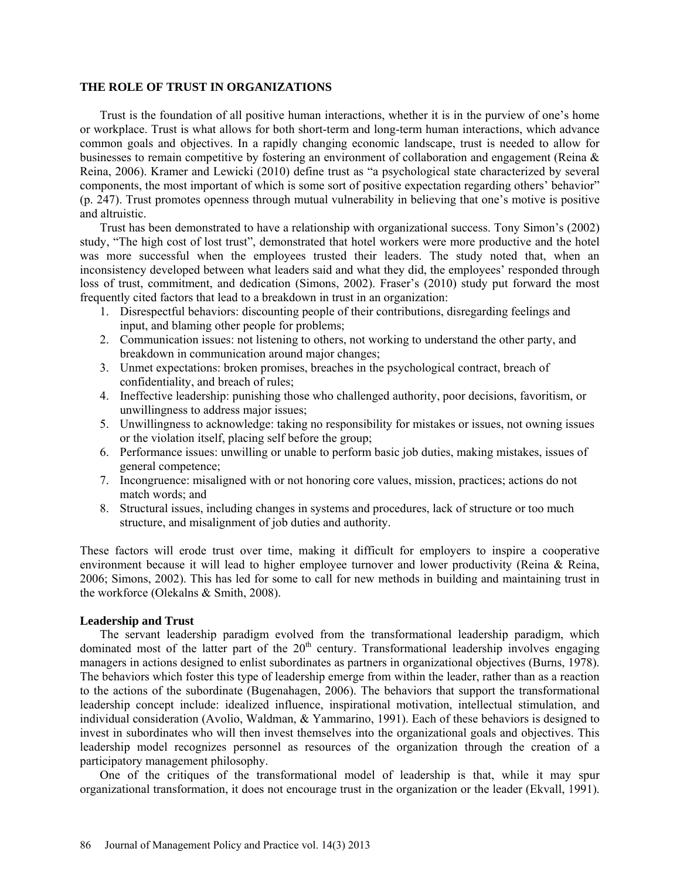## THE ROLE OF TRUST IN ORGANIZATIONS

Trust is the foundation of all positive human interactions, whether it is in the purview of one's home or workplace. Trust is what allows for both short-term and long-term human interactions, which advance common goals and objectives. In a rapidly changing economic landscape, trust is needed to allow for businesses to remain competitive by fostering an environment of collaboration and engagement (Reina & Reina, 2006). Kramer and Lewicki (2010) define trust as "a psychological state characterized by several components, the most important of which is some sort of positive expectation regarding others' behavior" (p. 247). Trust promotes openness through mutual vulnerability in believing that one's motive is positive and altruistic.

Trust has been demonstrated to have a relationship with organizational success. Tony Simon's (2002) study, "The high cost of lost trust", demonstrated that hotel workers were more productive and the hotel was more successful when the employees trusted their leaders. The study noted that, when an inconsistency developed between what leaders said and what they did, the employees' responded through loss of trust, commitment, and dedication (Simons, 2002). Fraser's (2010) study put forward the most frequently cited factors that lead to a breakdown in trust in an organization:

1. Disrespectful behaviors: discounting people of their contributions, disregarding feelings and input, and blaming other people for problems;
2. Communication issues: not listening to others, not working to understand the other party, and breakdown in communication around major changes;
3. Unmet expectations: broken promises, breaches in the psychological contract, breach of confidentiality, and breach of rules;
4. Ineffective leadership: punishing those who challenged authority, poor decisions, favoritism, or unwillingness to address major issues;
5. Unwillingness to acknowledge: taking no responsibility for mistakes or issues, not owning issues or the violation itself, placing self before the group;
6. Performance issues: unwilling or unable to perform basic job duties, making mistakes, issues of general competence;
7. Incongruence: misaligned with or not honoring core values, mission, practices; actions do not match words; and
8. Structural issues, including changes in systems and procedures, lack of structure or too much structure, and misalignment of job duties and authority.

These factors will erode trust over time, making it difficult for employers to inspire a cooperative environment because it will lead to higher employee turnover and lower productivity (Reina & Reina, 2006; Simons, 2002). This has led for some to call for new methods in building and maintaining trust in the workforce (Olekalns & Smith, 2008).

### Leadership and Trust

The servant leadership paradigm evolved from the transformational leadership paradigm, which dominated most of the latter part of the 20th century. Transformational leadership involves engaging managers in actions designed to enlist subordinates as partners in organizational objectives (Burns, 1978). The behaviors which foster this type of leadership emerge from within the leader, rather than as a reaction to the actions of the subordinate (Bugenahagen, 2006). The behaviors that support the transformational leadership concept include: idealized influence, inspirational motivation, intellectual stimulation, and individual consideration (Avolio, Waldman, & Yammarino, 1991). Each of these behaviors is designed to invest in subordinates who will then invest themselves into the organizational goals and objectives. This leadership model recognizes personnel as resources of the organization through the creation of a participatory management philosophy.

One of the critiques of the transformational model of leadership is that, while it may spur organizational transformation, it does not encourage trust in the organization or the leader (Ekvall, 1991).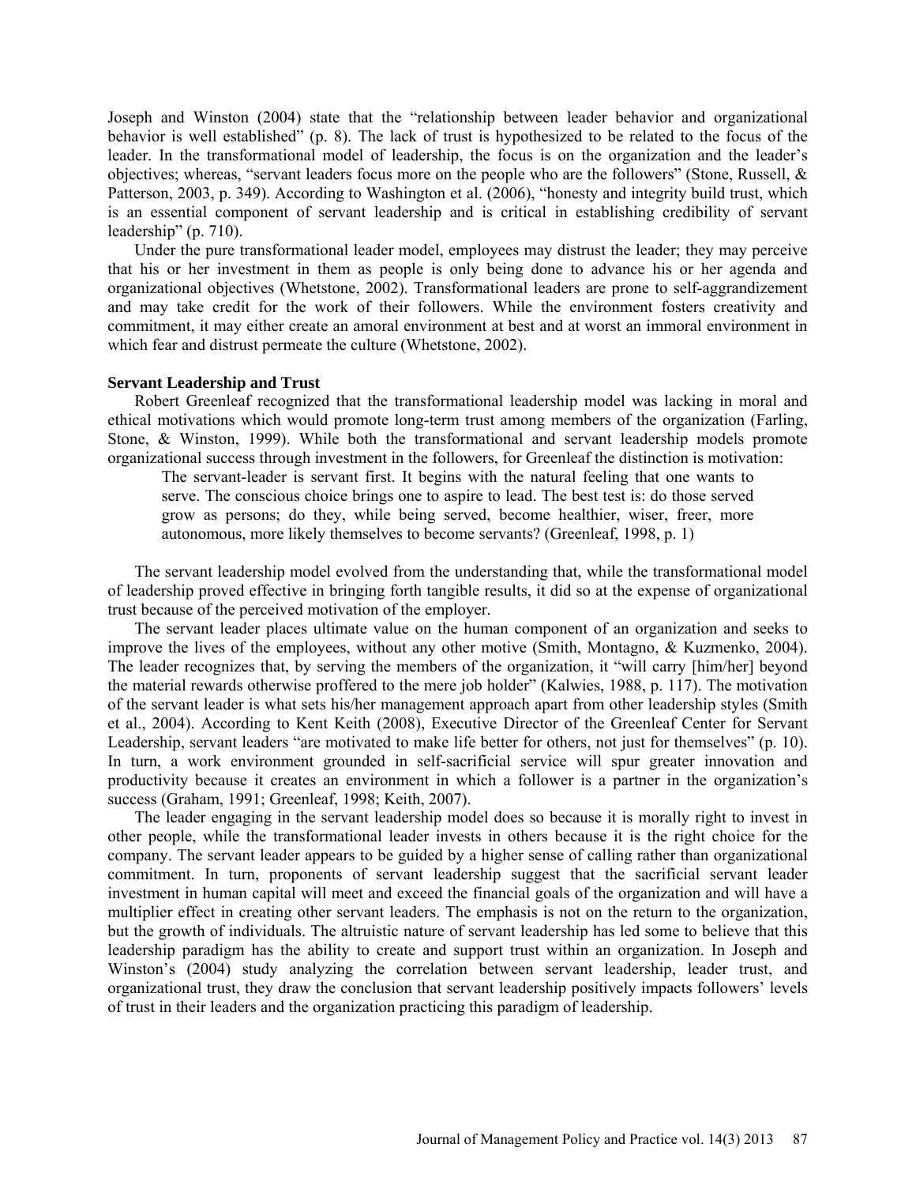Joseph and Winston (2004) state that the "relationship between leader behavior and organizational behavior is well established" (p. 8). The lack of trust is hypothesized to be related to the focus of the leader. In the transformational model of leadership, the focus is on the organization and the leader's objectives; whereas, "servant leaders focus more on the people who are the followers" (Stone, Russell, & Patterson, 2003, p. 349). According to Washington et al. (2006), "honesty and integrity build trust, which is an essential component of servant leadership and is critical in establishing credibility of servant leadership" (p. 710).

Under the pure transformational leader model, employees may distrust the leader; they may perceive that his or her investment in them as people is only being done to advance his or her agenda and organizational objectives (Whetstone, 2002). Transformational leaders are prone to self-aggrandizement and may take credit for the work of their followers. While the environment fosters creativity and commitment, it may either create an amoral environment at best and at worst an immoral environment in which fear and distrust permeate the culture (Whetstone, 2002).

**Servant Leadership and Trust**

Robert Greenleaf recognized that the transformational leadership model was lacking in moral and ethical motivations which would promote long-term trust among members of the organization (Farling, Stone, & Winston, 1999). While both the transformational and servant leadership models promote organizational success through investment in the followers, for Greenleaf the distinction is motivation:

> The servant-leader is servant first. It begins with the natural feeling that one wants to serve. The conscious choice brings one to aspire to lead. The best test is: do those served grow as persons; do they, while being served, become healthier, wiser, freer, more autonomous, more likely themselves to become servants? (Greenleaf, 1998, p. 1)

The servant leadership model evolved from the understanding that, while the transformational model of leadership proved effective in bringing forth tangible results, it did so at the expense of organizational trust because of the perceived motivation of the employer.

The servant leader places ultimate value on the human component of an organization and seeks to improve the lives of the employees, without any other motive (Smith, Montagno, & Kuzmenko, 2004). The leader recognizes that, by serving the members of the organization, it "will carry [him/her] beyond the material rewards otherwise proffered to the mere job holder" (Kalwies, 1988, p. 117). The motivation of the servant leader is what sets his/her management approach apart from other leadership styles (Smith et al., 2004). According to Kent Keith (2008), Executive Director of the Greenleaf Center for Servant Leadership, servant leaders "are motivated to make life better for others, not just for themselves" (p. 10). In turn, a work environment grounded in self-sacrificial service will spur greater innovation and productivity because it creates an environment in which a follower is a partner in the organization's success (Graham, 1991; Greenleaf, 1998; Keith, 2007).

The leader engaging in the servant leadership model does so because it is morally right to invest in other people, while the transformational leader invests in others because it is the right choice for the company. The servant leader appears to be guided by a higher sense of calling rather than organizational commitment. In turn, proponents of servant leadership suggest that the sacrificial servant leader investment in human capital will meet and exceed the financial goals of the organization and will have a multiplier effect in creating other servant leaders. The emphasis is not on the return to the organization, but the growth of individuals. The altruistic nature of servant leadership has led some to believe that this leadership paradigm has the ability to create and support trust within an organization. In Joseph and Winston's (2004) study analyzing the correlation between servant leadership, leader trust, and organizational trust, they draw the conclusion that servant leadership positively impacts followers' levels of trust in their leaders and the organization practicing this paradigm of leadership.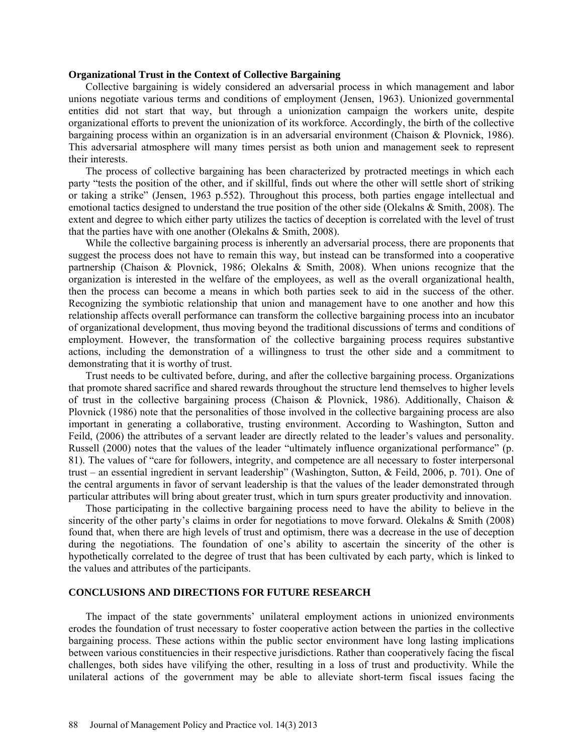**Organizational Trust in the Context of Collective Bargaining**

Collective bargaining is widely considered an adversarial process in which management and labor unions negotiate various terms and conditions of employment (Jensen, 1963). Unionized governmental entities did not start that way, but through a unionization campaign the workers unite, despite organizational efforts to prevent the unionization of its workforce. Accordingly, the birth of the collective bargaining process within an organization is in an adversarial environment (Chaison & Plovnick, 1986). This adversarial atmosphere will many times persist as both union and management seek to represent their interests.

The process of collective bargaining has been characterized by protracted meetings in which each party "tests the position of the other, and if skillful, finds out where the other will settle short of striking or taking a strike" (Jensen, 1963 p.552). Throughout this process, both parties engage intellectual and emotional tactics designed to understand the true position of the other side (Olekalns & Smith, 2008). The extent and degree to which either party utilizes the tactics of deception is correlated with the level of trust that the parties have with one another (Olekalns & Smith, 2008).

While the collective bargaining process is inherently an adversarial process, there are proponents that suggest the process does not have to remain this way, but instead can be transformed into a cooperative partnership (Chaison & Plovnick, 1986; Olekalns & Smith, 2008). When unions recognize that the organization is interested in the welfare of the employees, as well as the overall organizational health, then the process can become a means in which both parties seek to aid in the success of the other. Recognizing the symbiotic relationship that union and management have to one another and how this relationship affects overall performance can transform the collective bargaining process into an incubator of organizational development, thus moving beyond the traditional discussions of terms and conditions of employment. However, the transformation of the collective bargaining process requires substantive actions, including the demonstration of a willingness to trust the other side and a commitment to demonstrating that it is worthy of trust.

Trust needs to be cultivated before, during, and after the collective bargaining process. Organizations that promote shared sacrifice and shared rewards throughout the structure lend themselves to higher levels of trust in the collective bargaining process (Chaison & Plovnick, 1986). Additionally, Chaison & Plovnick (1986) note that the personalities of those involved in the collective bargaining process are also important in generating a collaborative, trusting environment. According to Washington, Sutton and Feild, (2006) the attributes of a servant leader are directly related to the leader's values and personality. Russell (2000) notes that the values of the leader "ultimately influence organizational performance" (p. 81). The values of "care for followers, integrity, and competence are all necessary to foster interpersonal trust – an essential ingredient in servant leadership" (Washington, Sutton, & Feild, 2006, p. 701). One of the central arguments in favor of servant leadership is that the values of the leader demonstrated through particular attributes will bring about greater trust, which in turn spurs greater productivity and innovation.

Those participating in the collective bargaining process need to have the ability to believe in the sincerity of the other party's claims in order for negotiations to move forward. Olekalns & Smith (2008) found that, when there are high levels of trust and optimism, there was a decrease in the use of deception during the negotiations. The foundation of one's ability to ascertain the sincerity of the other is hypothetically correlated to the degree of trust that has been cultivated by each party, which is linked to the values and attributes of the participants.

## CONCLUSIONS AND DIRECTIONS FOR FUTURE RESEARCH

The impact of the state governments' unilateral employment actions in unionized environments erodes the foundation of trust necessary to foster cooperative action between the parties in the collective bargaining process. These actions within the public sector environment have long lasting implications between various constituencies in their respective jurisdictions. Rather than cooperatively facing the fiscal challenges, both sides have vilifying the other, resulting in a loss of trust and productivity. While the unilateral actions of the government may be able to alleviate short-term fiscal issues facing the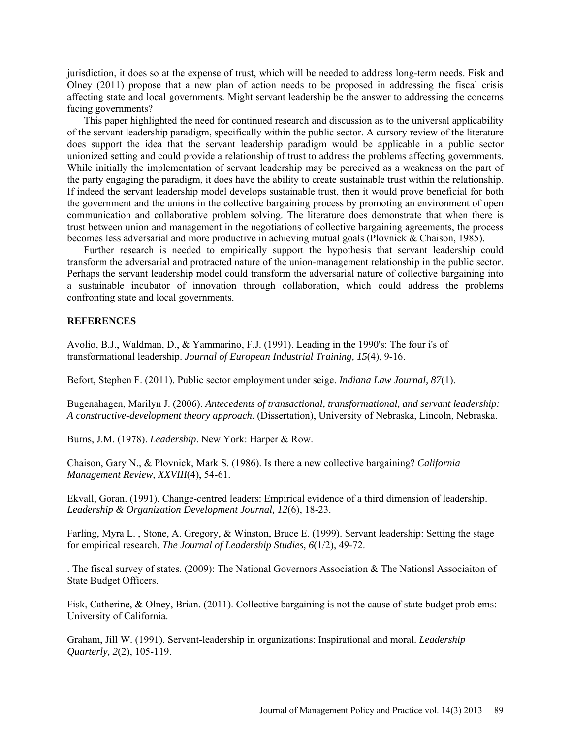jurisdiction, it does so at the expense of trust, which will be needed to address long-term needs. Fisk and Olney (2011) propose that a new plan of action needs to be proposed in addressing the fiscal crisis affecting state and local governments. Might servant leadership be the answer to addressing the concerns facing governments?

This paper highlighted the need for continued research and discussion as to the universal applicability of the servant leadership paradigm, specifically within the public sector. A cursory review of the literature does support the idea that the servant leadership paradigm would be applicable in a public sector unionized setting and could provide a relationship of trust to address the problems affecting governments. While initially the implementation of servant leadership may be perceived as a weakness on the part of the party engaging the paradigm, it does have the ability to create sustainable trust within the relationship. If indeed the servant leadership model develops sustainable trust, then it would prove beneficial for both the government and the unions in the collective bargaining process by promoting an environment of open communication and collaborative problem solving. The literature does demonstrate that when there is trust between union and management in the negotiations of collective bargaining agreements, the process becomes less adversarial and more productive in achieving mutual goals (Plovnick & Chaison, 1985).

Further research is needed to empirically support the hypothesis that servant leadership could transform the adversarial and protracted nature of the union-management relationship in the public sector. Perhaps the servant leadership model could transform the adversarial nature of collective bargaining into a sustainable incubator of innovation through collaboration, which could address the problems confronting state and local governments.

## REFERENCES

Avolio, B.J., Waldman, D., & Yammarino, F.J. (1991). Leading in the 1990's: The four i's of transformational leadership. *Journal of European Industrial Training, 15*(4), 9-16.

Befort, Stephen F. (2011). Public sector employment under seige. *Indiana Law Journal, 87*(1).

Bugenahagen, Marilyn J. (2006). *Antecedents of transactional, transformational, and servant leadership: A constructive-development theory approach.* (Dissertation), University of Nebraska, Lincoln, Nebraska.

Burns, J.M. (1978). *Leadership*. New York: Harper & Row.

Chaison, Gary N., & Plovnick, Mark S. (1986). Is there a new collective bargaining? *California Management Review, XXVIII*(4), 54-61.

Ekvall, Goran. (1991). Change-centred leaders: Empirical evidence of a third dimension of leadership. *Leadership & Organization Development Journal, 12*(6), 18-23.

Farling, Myra L. , Stone, A. Gregory, & Winston, Bruce E. (1999). Servant leadership: Setting the stage for empirical research. *The Journal of Leadership Studies, 6*(1/2), 49-72.

. The fiscal survey of states. (2009): The National Governors Association & The Nationsl Associaiton of State Budget Officers.

Fisk, Catherine, & Olney, Brian. (2011). Collective bargaining is not the cause of state budget problems: University of California.

Graham, Jill W. (1991). Servant-leadership in organizations: Inspirational and moral. *Leadership Quarterly, 2*(2), 105-119.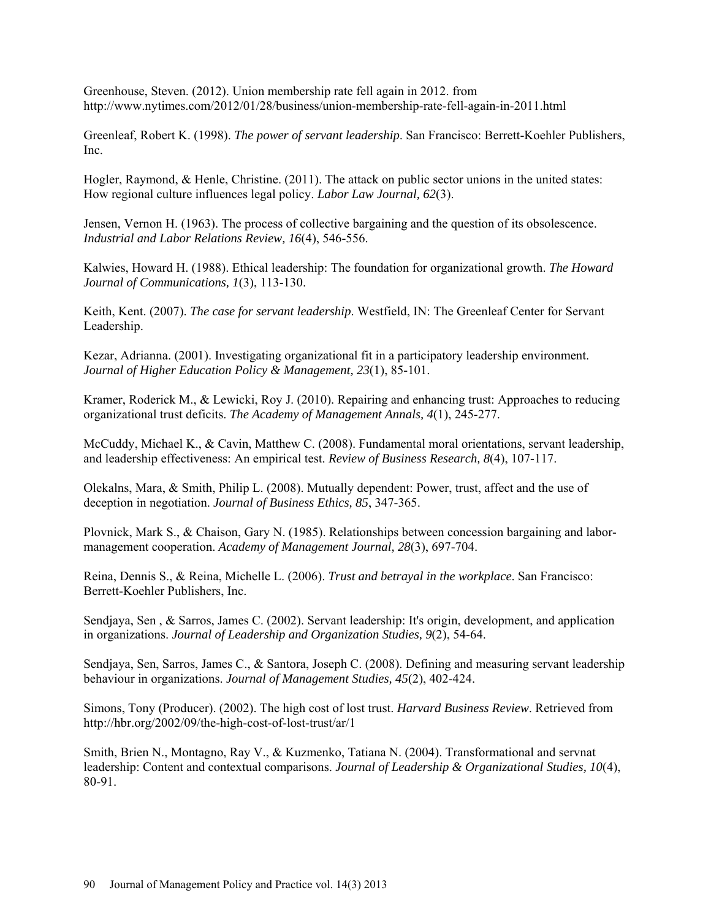Greenhouse, Steven. (2012). Union membership rate fell again in 2012. from http://www.nytimes.com/2012/01/28/business/union-membership-rate-fell-again-in-2011.html

Greenleaf, Robert K. (1998). *The power of servant leadership*. San Francisco: Berrett-Koehler Publishers, Inc.

Hogler, Raymond, & Henle, Christine. (2011). The attack on public sector unions in the united states: How regional culture influences legal policy. *Labor Law Journal, 62*(3).

Jensen, Vernon H. (1963). The process of collective bargaining and the question of its obsolescence. *Industrial and Labor Relations Review, 16*(4), 546-556.

Kalwies, Howard H. (1988). Ethical leadership: The foundation for organizational growth. *The Howard Journal of Communications, 1*(3), 113-130.

Keith, Kent. (2007). *The case for servant leadership*. Westfield, IN: The Greenleaf Center for Servant Leadership.

Kezar, Adrianna. (2001). Investigating organizational fit in a participatory leadership environment. *Journal of Higher Education Policy & Management, 23*(1), 85-101.

Kramer, Roderick M., & Lewicki, Roy J. (2010). Repairing and enhancing trust: Approaches to reducing organizational trust deficits. *The Academy of Management Annals, 4*(1), 245-277.

McCuddy, Michael K., & Cavin, Matthew C. (2008). Fundamental moral orientations, servant leadership, and leadership effectiveness: An empirical test. *Review of Business Research, 8*(4), 107-117.

Olekalns, Mara, & Smith, Philip L. (2008). Mutually dependent: Power, trust, affect and the use of deception in negotiation. *Journal of Business Ethics, 85*, 347-365.

Plovnick, Mark S., & Chaison, Gary N. (1985). Relationships between concession bargaining and labor-management cooperation. *Academy of Management Journal, 28*(3), 697-704.

Reina, Dennis S., & Reina, Michelle L. (2006). *Trust and betrayal in the workplace*. San Francisco: Berrett-Koehler Publishers, Inc.

Sendjaya, Sen , & Sarros, James C. (2002). Servant leadership: It's origin, development, and application in organizations. *Journal of Leadership and Organization Studies, 9*(2), 54-64.

Sendjaya, Sen, Sarros, James C., & Santora, Joseph C. (2008). Defining and measuring servant leadership behaviour in organizations. *Journal of Management Studies, 45*(2), 402-424.

Simons, Tony (Producer). (2002). The high cost of lost trust. *Harvard Business Review*. Retrieved from http://hbr.org/2002/09/the-high-cost-of-lost-trust/ar/1

Smith, Brien N., Montagno, Ray V., & Kuzmenko, Tatiana N. (2004). Transformational and servnat leadership: Content and contextual comparisons. *Journal of Leadership & Organizational Studies, 10*(4), 80-91.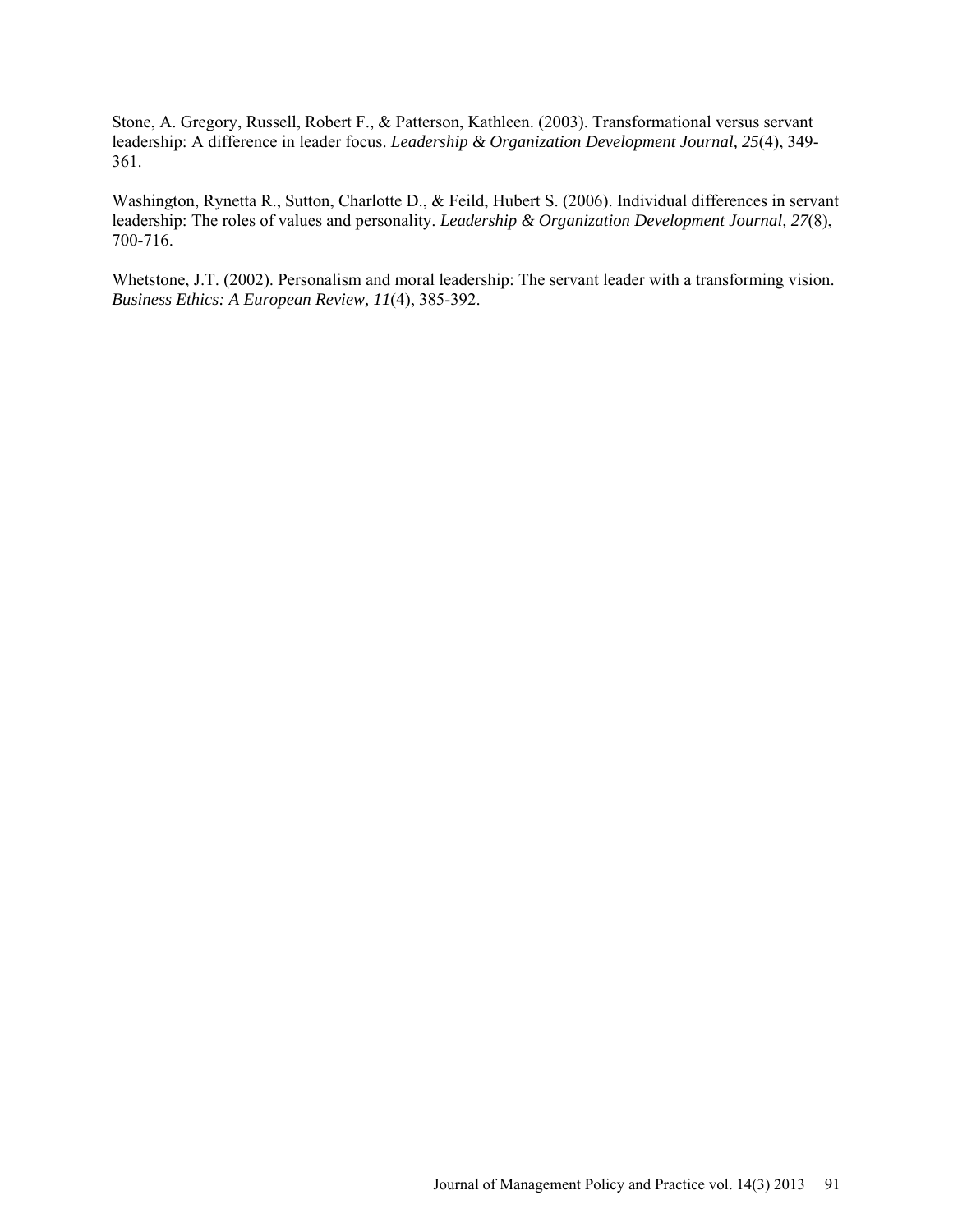Stone, A. Gregory, Russell, Robert F., & Patterson, Kathleen. (2003). Transformational versus servant leadership: A difference in leader focus. *Leadership & Organization Development Journal, 25*(4), 349-361.

Washington, Rynetta R., Sutton, Charlotte D., & Feild, Hubert S. (2006). Individual differences in servant leadership: The roles of values and personality. *Leadership & Organization Development Journal, 27*(8), 700-716.

Whetstone, J.T. (2002). Personalism and moral leadership: The servant leader with a transforming vision. *Business Ethics: A European Review, 11*(4), 385-392.